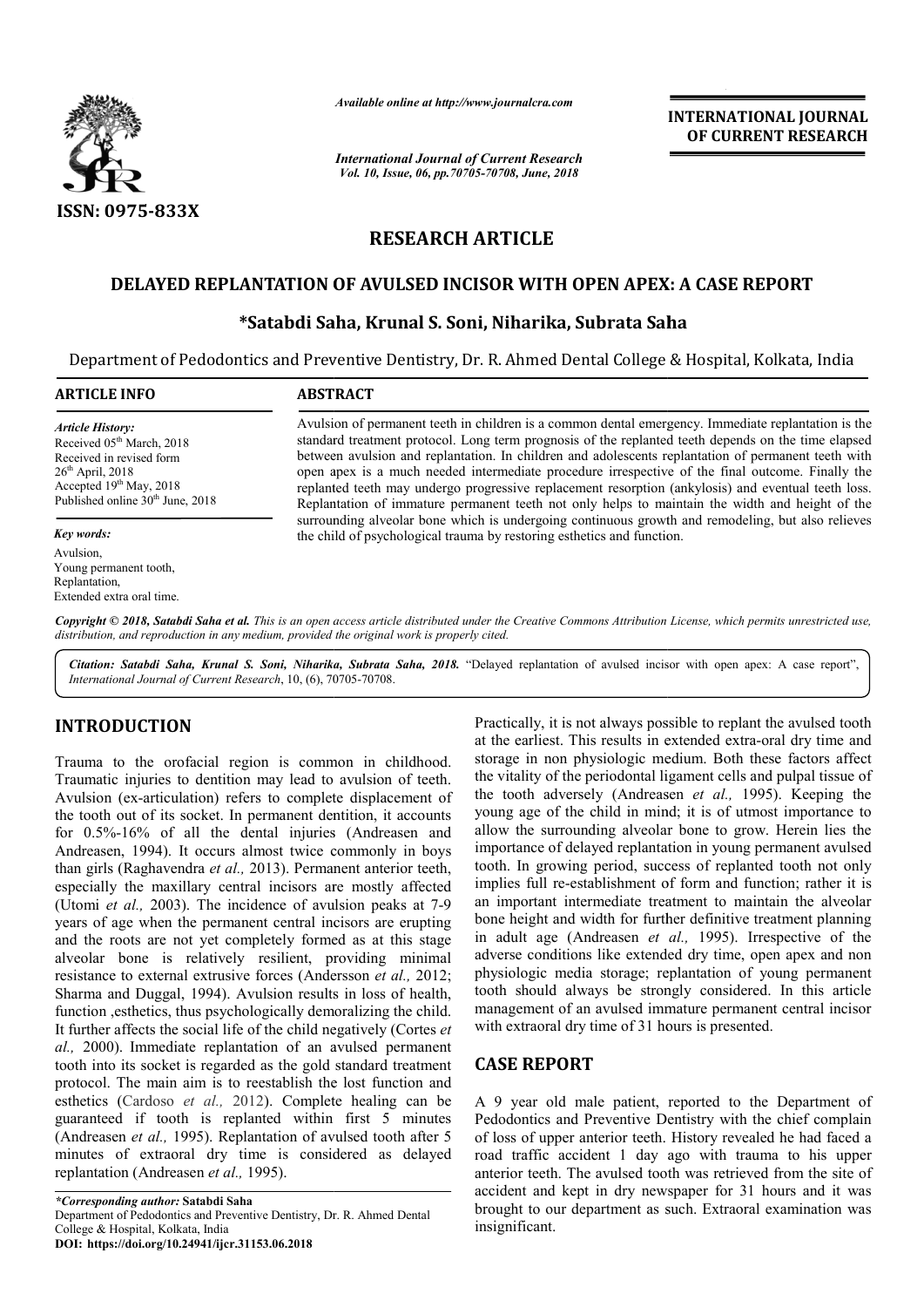# RESEARCH ARTICLE

## DELAYED REPLANTATION OF AVULSED INCISOR WITH OPEN APEX: A CASE REPORT

**\*Satabdi Saha, Krunal S. Soni, Niharika, Subrata Saha**

Department of Pedodontics and Preventive Dentistry, Dr. R. Ahmed Dental College & Hospital, Kolkata, India

### ARTICLE INFO

*Article History:*
Received 05th March, 2018
Received in revised form 26th April, 2018
Accepted 19th May, 2018
Published online 30th June, 2018

*Key words:*
Avulsion,
Young permanent tooth,
Replantation,
Extended extra oral time.

### ABSTRACT

Avulsion of permanent teeth in children is a common dental emergency. Immediate replantation is the standard treatment protocol. Long term prognosis of the replanted teeth depends on the time elapsed between avulsion and replantation. In children and adolescents replantation of permanent teeth with open apex is a much needed intermediate procedure irrespective of the final outcome. Finally the replanted teeth may undergo progressive replacement resorption (ankylosis) and eventual teeth loss. Replantation of immature permanent teeth not only helps to maintain the width and height of the surrounding alveolar bone which is undergoing continuous growth and remodeling, but also relieves the child of psychological trauma by restoring esthetics and function.

*Copyright © 2018, Satabdi Saha et al. This is an open access article distributed under the Creative Commons Attribution License, which permits unrestricted use, distribution, and reproduction in any medium, provided the original work is properly cited.*

*Citation: Satabdi Saha, Krunal S. Soni, Niharika, Subrata Saha, 2018.* "Delayed replantation of avulsed incisor with open apex: A case report", *International Journal of Current Research*, 10, (6), 70705-70708.

## INTRODUCTION

Trauma to the orofacial region is common in childhood. Traumatic injuries to dentition may lead to avulsion of teeth. Avulsion (ex-articulation) refers to complete displacement of the tooth out of its socket. In permanent dentition, it accounts for 0.5%-16% of all the dental injuries (Andreasen and Andreasen, 1994). It occurs almost twice commonly in boys than girls (Raghavendra *et al.,* 2013). Permanent anterior teeth, especially the maxillary central incisors are mostly affected (Utomi *et al.,* 2003). The incidence of avulsion peaks at 7-9 years of age when the permanent central incisors are erupting and the roots are not yet completely formed as at this stage alveolar bone is relatively resilient, providing minimal resistance to external extrusive forces (Andersson *et al.,* 2012; Sharma and Duggal, 1994). Avulsion results in loss of health, function ,esthetics, thus psychologically demoralizing the child. It further affects the social life of the child negatively (Cortes *et al.,* 2000). Immediate replantation of an avulsed permanent tooth into its socket is regarded as the gold standard treatment protocol. The main aim is to reestablish the lost function and esthetics (Cardoso *et al.,* 2012). Complete healing can be guaranteed if tooth is replanted within first 5 minutes (Andreasen *et al.,* 1995). Replantation of avulsed tooth after 5 minutes of extraoral dry time is considered as delayed replantation (Andreasen *et al.,* 1995).

Practically, it is not always possible to replant the avulsed tooth at the earliest. This results in extended extra-oral dry time and storage in non physiologic medium. Both these factors affect the vitality of the periodontal ligament cells and pulpal tissue of the tooth adversely (Andreasen *et al.,* 1995). Keeping the young age of the child in mind; it is of utmost importance to allow the surrounding alveolar bone to grow. Herein lies the importance of delayed replantation in young permanent avulsed tooth. In growing period, success of replanted tooth not only implies full re-establishment of form and function; rather it is an important intermediate treatment to maintain the alveolar bone height and width for further definitive treatment planning in adult age (Andreasen *et al.,* 1995). Irrespective of the adverse conditions like extended dry time, open apex and non physiologic media storage; replantation of young permanent tooth should always be strongly considered. In this article management of an avulsed immature permanent central incisor with extraoral dry time of 31 hours is presented.

## CASE REPORT

A 9 year old male patient, reported to the Department of Pedodontics and Preventive Dentistry with the chief complain of loss of upper anterior teeth. History revealed he had faced a road traffic accident 1 day ago with trauma to his upper anterior teeth. The avulsed tooth was retrieved from the site of accident and kept in dry newspaper for 31 hours and it was brought to our department as such. Extraoral examination was insignificant.

---

*\*Corresponding author:* **Satabdi Saha**
Department of Pedodontics and Preventive Dentistry, Dr. R. Ahmed Dental College & Hospital, Kolkata, India
**DOI: https://doi.org/10.24941/ijcr.31153.06.2018**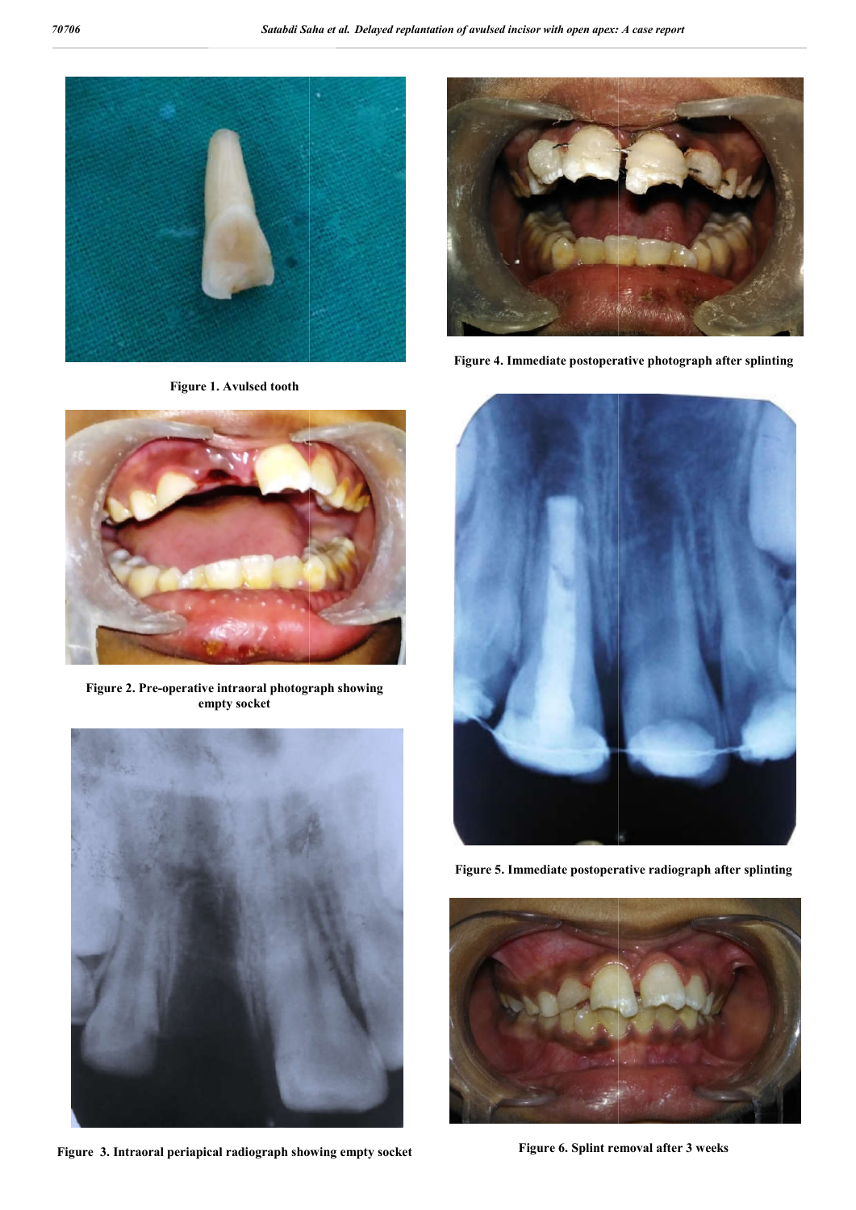Figure 1. Avulsed tooth

Figure 2. Pre-operative intraoral photograph showing empty socket

Figure 3. Intraoral periapical radiograph showing empty socket

Figure 4. Immediate postoperative photograph after splinting

Figure 5. Immediate postoperative radiograph after splinting

Figure 6. Splint removal after 3 weeks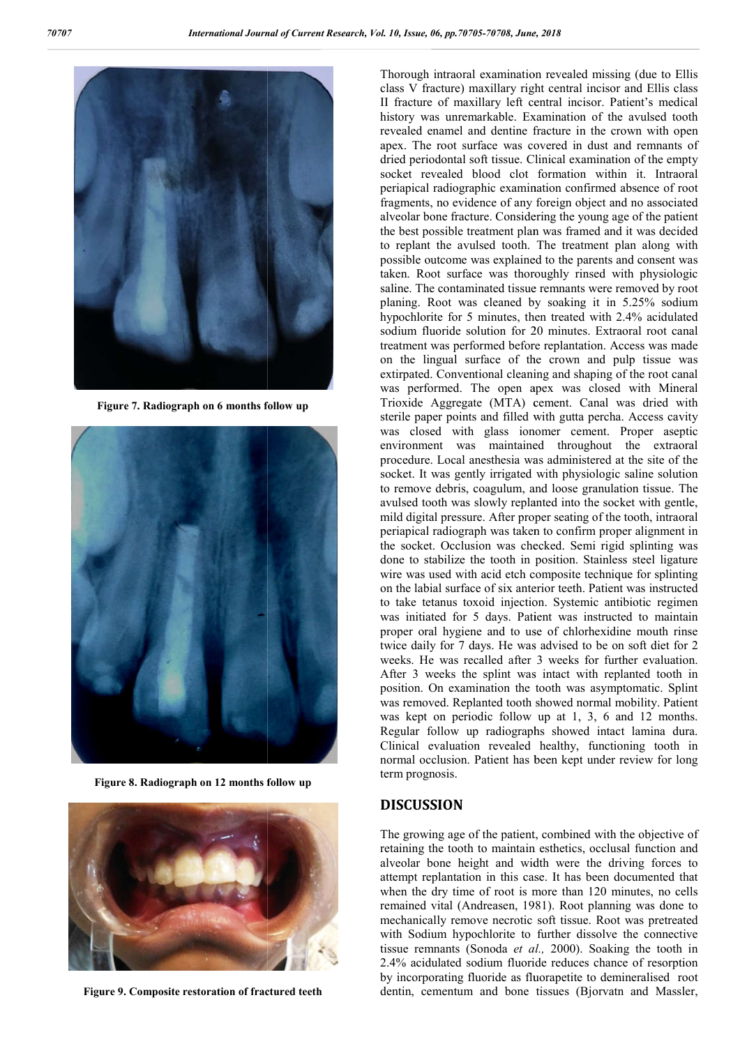Figure 7. Radiograph on 6 months follow up

Figure 8. Radiograph on 12 months follow up

Figure 9. Composite restoration of fractured teeth

Thorough intraoral examination revealed missing (due to Ellis class V fracture) maxillary right central incisor and Ellis class II fracture of maxillary left central incisor. Patient's medical history was unremarkable. Examination of the avulsed tooth revealed enamel and dentine fracture in the crown with open apex. The root surface was covered in dust and remnants of dried periodontal soft tissue. Clinical examination of the empty socket revealed blood clot formation within it. Intraoral periapical radiographic examination confirmed absence of root fragments, no evidence of any foreign object and no associated alveolar bone fracture. Considering the young age of the patient the best possible treatment plan was framed and it was decided to replant the avulsed tooth. The treatment plan along with possible outcome was explained to the parents and consent was taken. Root surface was thoroughly rinsed with physiologic saline. The contaminated tissue remnants were removed by root planing. Root was cleaned by soaking it in 5.25% sodium hypochlorite for 5 minutes, then treated with 2.4% acidulated sodium fluoride solution for 20 minutes. Extraoral root canal treatment was performed before replantation. Access was made on the lingual surface of the crown and pulp tissue was extirpated. Conventional cleaning and shaping of the root canal was performed. The open apex was closed with Mineral Trioxide Aggregate (MTA) cement. Canal was dried with sterile paper points and filled with gutta percha. Access cavity was closed with glass ionomer cement. Proper aseptic environment was maintained throughout the extraoral procedure. Local anesthesia was administered at the site of the socket. It was gently irrigated with physiologic saline solution to remove debris, coagulum, and loose granulation tissue. The avulsed tooth was slowly replanted into the socket with gentle, mild digital pressure. After proper seating of the tooth, intraoral periapical radiograph was taken to confirm proper alignment in the socket. Occlusion was checked. Semi rigid splinting was done to stabilize the tooth in position. Stainless steel ligature wire was used with acid etch composite technique for splinting on the labial surface of six anterior teeth. Patient was instructed to take tetanus toxoid injection. Systemic antibiotic regimen was initiated for 5 days. Patient was instructed to maintain proper oral hygiene and to use of chlorhexidine mouth rinse twice daily for 7 days. He was advised to be on soft diet for 2 weeks. He was recalled after 3 weeks for further evaluation. After 3 weeks the splint was intact with replanted tooth in position. On examination the tooth was asymptomatic. Splint was removed. Replanted tooth showed normal mobility. Patient was kept on periodic follow up at 1, 3, 6 and 12 months. Regular follow up radiographs showed intact lamina dura. Clinical evaluation revealed healthy, functioning tooth in normal occlusion. Patient has been kept under review for long term prognosis.

## DISCUSSION

The growing age of the patient, combined with the objective of retaining the tooth to maintain esthetics, occlusal function and alveolar bone height and width were the driving forces to attempt replantation in this case. It has been documented that when the dry time of root is more than 120 minutes, no cells remained vital (Andreasen, 1981). Root planning was done to mechanically remove necrotic soft tissue. Root was pretreated with Sodium hypochlorite to further dissolve the connective tissue remnants (Sonoda *et al.,* 2000). Soaking the tooth in 2.4% acidulated sodium fluoride reduces chance of resorption by incorporating fluoride as fluorapetite to demineralised root dentin, cementum and bone tissues (Bjorvatn and Massler,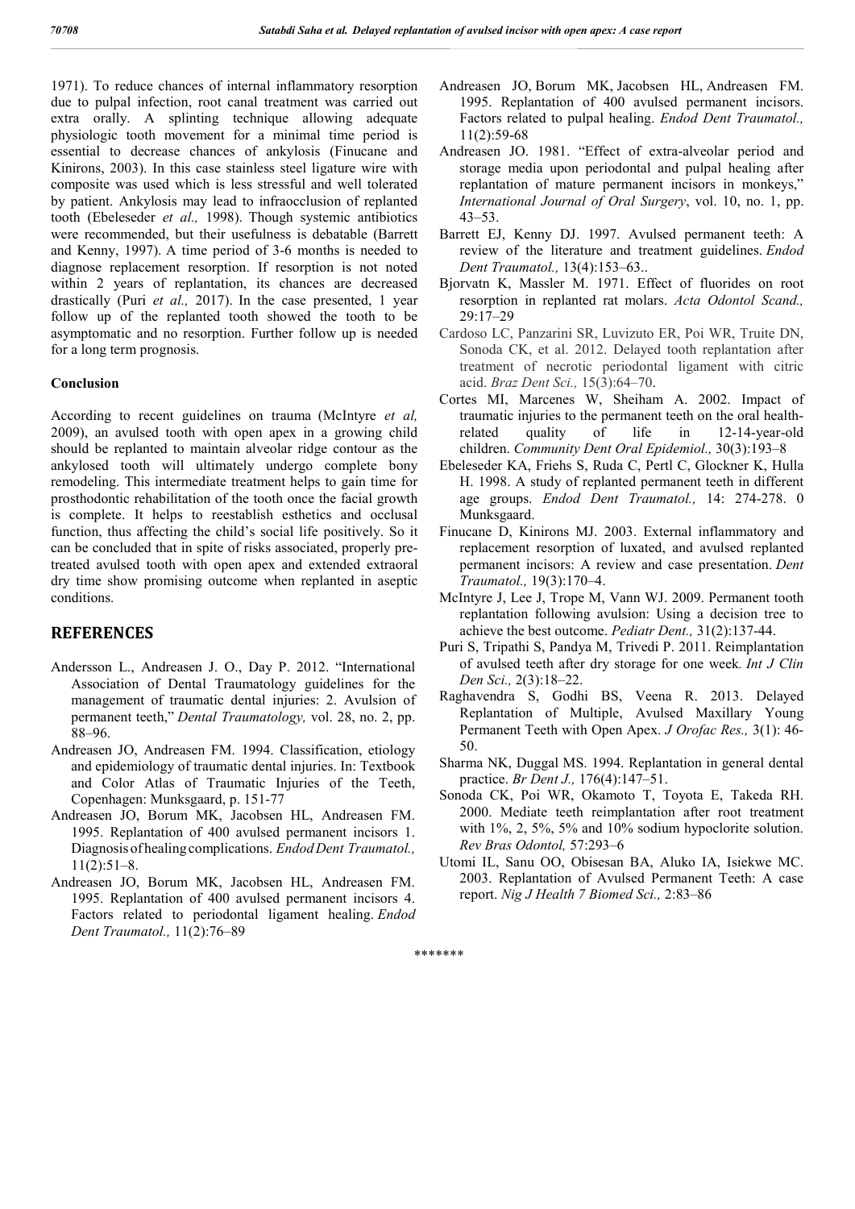1971). To reduce chances of internal inflammatory resorption due to pulpal infection, root canal treatment was carried out extra orally. A splinting technique allowing adequate physiologic tooth movement for a minimal time period is essential to decrease chances of ankylosis (Finucane and Kinirons, 2003). In this case stainless steel ligature wire with composite was used which is less stressful and well tolerated by patient. Ankylosis may lead to infraocclusion of replanted tooth (Ebeleseder *et al.,* 1998). Though systemic antibiotics were recommended, but their usefulness is debatable (Barrett and Kenny, 1997). A time period of 3-6 months is needed to diagnose replacement resorption. If resorption is not noted within 2 years of replantation, its chances are decreased drastically (Puri *et al.,* 2017). In the case presented, 1 year follow up of the replanted tooth showed the tooth to be asymptomatic and no resorption. Further follow up is needed for a long term prognosis.

**Conclusion**

According to recent guidelines on trauma (McIntyre *et al,* 2009), an avulsed tooth with open apex in a growing child should be replanted to maintain alveolar ridge contour as the ankylosed tooth will ultimately undergo complete bony remodeling. This intermediate treatment helps to gain time for prosthodontic rehabilitation of the tooth once the facial growth is complete. It helps to reestablish esthetics and occlusal function, thus affecting the child's social life positively. So it can be concluded that in spite of risks associated, properly pre-treated avulsed tooth with open apex and extended extraoral dry time show promising outcome when replanted in aseptic conditions.

## REFERENCES

Andersson L., Andreasen J. O., Day P. 2012. "International Association of Dental Traumatology guidelines for the management of traumatic dental injuries: 2. Avulsion of permanent teeth," *Dental Traumatology,* vol. 28, no. 2, pp. 88–96.

Andreasen JO, Andreasen FM. 1994. Classification, etiology and epidemiology of traumatic dental injuries. In: Textbook and Color Atlas of Traumatic Injuries of the Teeth, Copenhagen: Munksgaard, p. 151-77

Andreasen JO, Borum MK, Jacobsen HL, Andreasen FM. 1995. Replantation of 400 avulsed permanent incisors 1. Diagnosis of healing complications. *Endod Dent Traumatol.,* 11(2):51–8.

Andreasen JO, Borum MK, Jacobsen HL, Andreasen FM. 1995. Replantation of 400 avulsed permanent incisors 4. Factors related to periodontal ligament healing. *Endod Dent Traumatol.,* 11(2):76–89

Andreasen JO, Borum MK, Jacobsen HL, Andreasen FM. 1995. Replantation of 400 avulsed permanent incisors. Factors related to pulpal healing. *Endod Dent Traumatol.,* 11(2):59-68

Andreasen JO. 1981. "Effect of extra-alveolar period and storage media upon periodontal and pulpal healing after replantation of mature permanent incisors in monkeys," *International Journal of Oral Surgery*, vol. 10, no. 1, pp. 43–53.

Barrett EJ, Kenny DJ. 1997. Avulsed permanent teeth: A review of the literature and treatment guidelines. *Endod Dent Traumatol.,* 13(4):153–63..

Bjorvatn K, Massler M. 1971. Effect of fluorides on root resorption in replanted rat molars. *Acta Odontol Scand.,* 29:17–29

Cardoso LC, Panzarini SR, Luvizuto ER, Poi WR, Truite DN, Sonoda CK, et al. 2012. Delayed tooth replantation after treatment of necrotic periodontal ligament with citric acid. *Braz Dent Sci.,* 15(3):64–70.

Cortes MI, Marcenes W, Sheiham A. 2002. Impact of traumatic injuries to the permanent teeth on the oral health-related quality of life in 12-14-year-old children. *Community Dent Oral Epidemiol.,* 30(3):193–8

Ebeleseder KA, Friehs S, Ruda C, Pertl C, Glockner K, Hulla H. 1998. A study of replanted permanent teeth in different age groups. *Endod Dent Traumatol.,* 14: 274-278. 0 Munksgaard.

Finucane D, Kinirons MJ. 2003. External inflammatory and replacement resorption of luxated, and avulsed replanted permanent incisors: A review and case presentation. *Dent Traumatol.,* 19(3):170–4.

McIntyre J, Lee J, Trope M, Vann WJ. 2009. Permanent tooth replantation following avulsion: Using a decision tree to achieve the best outcome. *Pediatr Dent.,* 31(2):137-44.

Puri S, Tripathi S, Pandya M, Trivedi P. 2011. Reimplantation of avulsed teeth after dry storage for one week*. Int J Clin Den Sci.,* 2(3):18–22.

Raghavendra S, Godhi BS, Veena R. 2013. Delayed Replantation of Multiple, Avulsed Maxillary Young Permanent Teeth with Open Apex. *J Orofac Res.,* 3(1): 46-50.

Sharma NK, Duggal MS. 1994. Replantation in general dental practice. *Br Dent J.,* 176(4):147–51.

Sonoda CK, Poi WR, Okamoto T, Toyota E, Takeda RH. 2000. Mediate teeth reimplantation after root treatment with 1%, 2, 5%, 5% and 10% sodium hypoclorite solution. *Rev Bras Odontol,* 57:293–6

Utomi IL, Sanu OO, Obisesan BA, Aluko IA, Isiekwe MC. 2003. Replantation of Avulsed Permanent Teeth: A case report. *Nig J Health 7 Biomed Sci.,* 2:83–86

\*\*\*\*\*\*\*